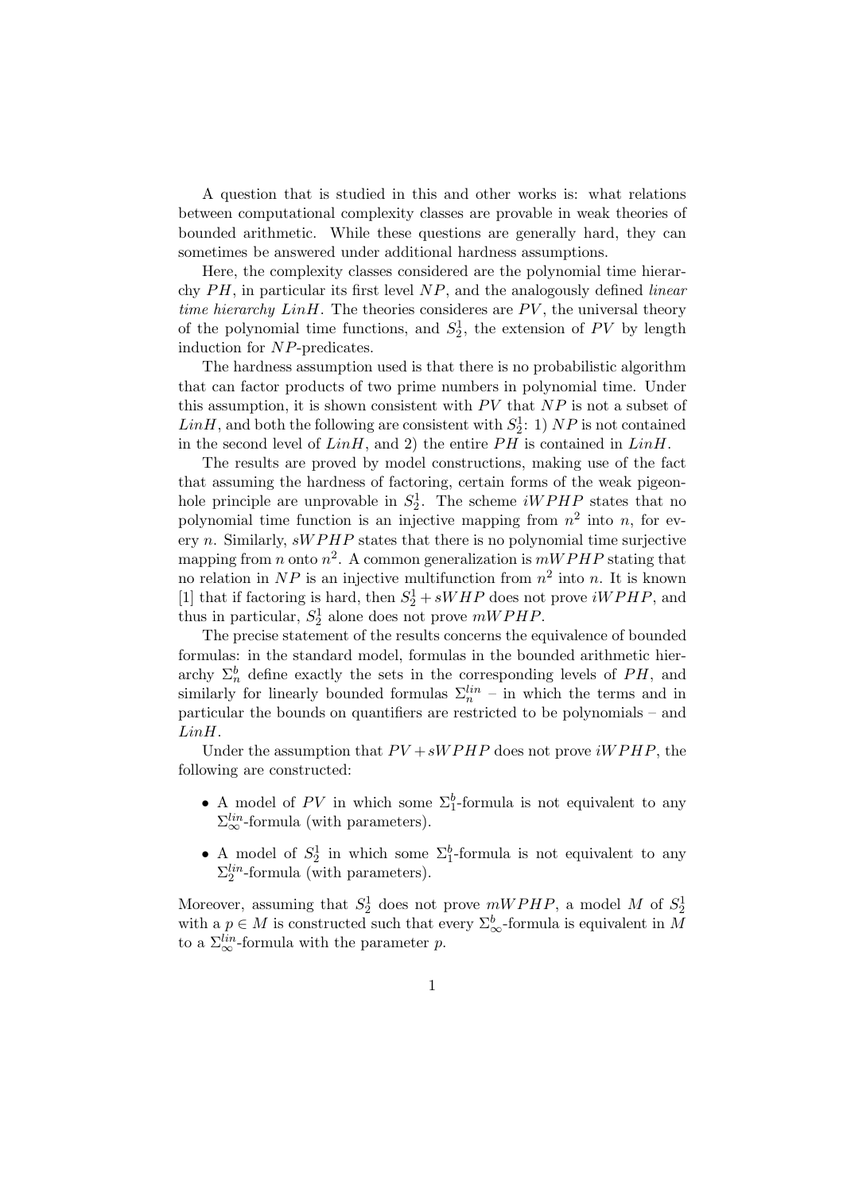A question that is studied in this and other works is: what relations between computational complexity classes are provable in weak theories of bounded arithmetic. While these questions are generally hard, they can sometimes be answered under additional hardness assumptions.

Here, the complexity classes considered are the polynomial time hierarchy $PH$, in particular its first level $NP$, and the analogously defined *linear time hierarchy* $LinH$. The theories consideres are $PV$, the universal theory of the polynomial time functions, and $S^1_2$, the extension of $PV$ by length induction for $NP$-predicates.

The hardness assumption used is that there is no probabilistic algorithm that can factor products of two prime numbers in polynomial time. Under this assumption, it is shown consistent with $PV$ that $NP$ is not a subset of $LinH$, and both the following are consistent with $S^1_2$: 1) $NP$ is not contained in the second level of $LinH$, and 2) the entire $PH$ is contained in $LinH$.

The results are proved by model constructions, making use of the fact that assuming the hardness of factoring, certain forms of the weak pigeonhole principle are unprovable in $S^1_2$. The scheme $iWPHP$ states that no polynomial time function is an injective mapping from $n^2$ into $n$, for every $n$. Similarly, $sWPHP$ states that there is no polynomial time surjective mapping from $n$ onto $n^2$. A common generalization is $mWPHP$ stating that no relation in $NP$ is an injective multifunction from $n^2$ into $n$. It is known [1] that if factoring is hard, then $S^1_2 + sWHP$ does not prove $iWPHP$, and thus in particular, $S^1_2$ alone does not prove $mWPHP$.

The precise statement of the results concerns the equivalence of bounded formulas: in the standard model, formulas in the bounded arithmetic hierarchy $\Sigma^b_n$ define exactly the sets in the corresponding levels of $PH$, and similarly for linearly bounded formulas $\Sigma^{lin}_n$ – in which the terms and in particular the bounds on quantifiers are restricted to be polynomials – and $LinH$.

Under the assumption that $PV + sWPHP$ does not prove $iWPHP$, the following are constructed:

- A model of $PV$ in which some $\Sigma^b_1$-formula is not equivalent to any $\Sigma^{lin}_\infty$-formula (with parameters).
- A model of $S^1_2$ in which some $\Sigma^b_1$-formula is not equivalent to any $\Sigma^{lin}_2$-formula (with parameters).

Moreover, assuming that $S^1_2$ does not prove $mWPHP$, a model $M$ of $S^1_2$ with a $p \in M$ is constructed such that every $\Sigma^b_\infty$-formula is equivalent in $M$ to a $\Sigma^{lin}_\infty$-formula with the parameter $p$.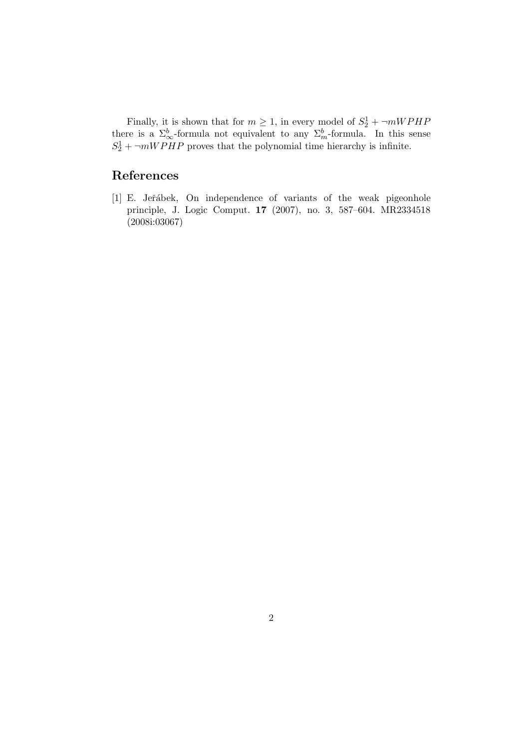Finally, it is shown that for $m \geq 1$, in every model of $S^1_2 + \neg mWPHP$ there is a $\Sigma^b_\infty$-formula not equivalent to any $\Sigma^b_m$-formula. In this sense $S^1_2 + \neg mWPHP$ proves that the polynomial time hierarchy is infinite.

## References

[1] E. Jeřábek, On independence of variants of the weak pigeonhole principle, J. Logic Comput. **17** (2007), no. 3, 587–604. MR2334518 (2008i:03067)